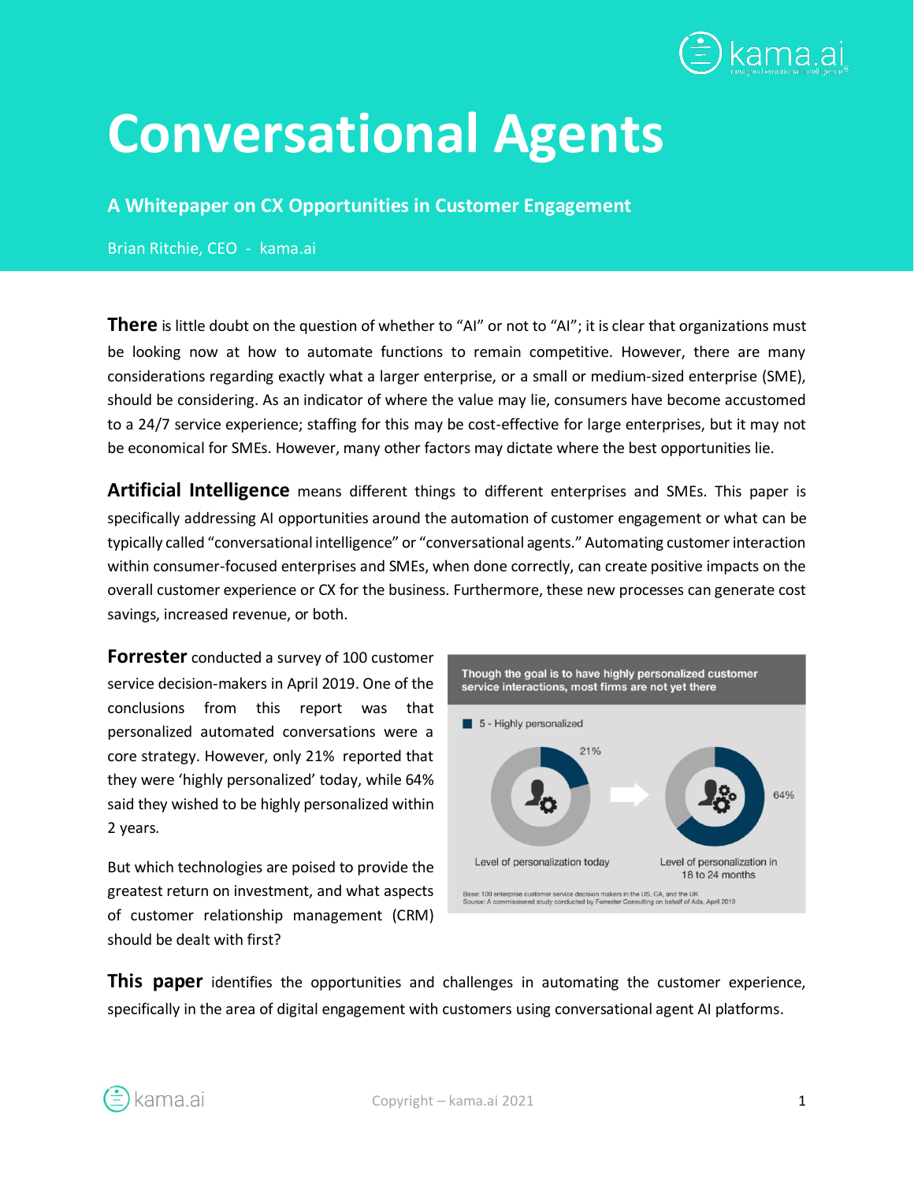# Conversational Agents

## A Whitepaper on CX Opportunities in Customer Engagement

Brian Ritchie, CEO - kama.ai

**There** is little doubt on the question of whether to "AI" or not to "AI"; it is clear that organizations must be looking now at how to automate functions to remain competitive. However, there are many considerations regarding exactly what a larger enterprise, or a small or medium-sized enterprise (SME), should be considering. As an indicator of where the value may lie, consumers have become accustomed to a 24/7 service experience; staffing for this may be cost-effective for large enterprises, but it may not be economical for SMEs. However, many other factors may dictate where the best opportunities lie.

**Artificial Intelligence** means different things to different enterprises and SMEs. This paper is specifically addressing AI opportunities around the automation of customer engagement or what can be typically called "conversational intelligence" or "conversational agents." Automating customer interaction within consumer-focused enterprises and SMEs, when done correctly, can create positive impacts on the overall customer experience or CX for the business. Furthermore, these new processes can generate cost savings, increased revenue, or both.

**Forrester** conducted a survey of 100 customer service decision-makers in April 2019. One of the conclusions from this report was that personalized automated conversations were a core strategy. However, only 21% reported that they were 'highly personalized' today, while 64% said they wished to be highly personalized within 2 years.

Though the goal is to have highly personalized customer service interactions, most firms are not yet there

5 - Highly personalized

| Level of personalization today | Level of personalization in 18 to 24 months |
|---|---|
| 21% | 64% |

Base: 100 enterprise customer service decision makers in the US, CA, and the UK
Source: A commissioned study conducted by Forrester Consulting on behalf of Ada, April 2019

But which technologies are poised to provide the greatest return on investment, and what aspects of customer relationship management (CRM) should be dealt with first?

**This paper** identifies the opportunities and challenges in automating the customer experience, specifically in the area of digital engagement with customers using conversational agent AI platforms.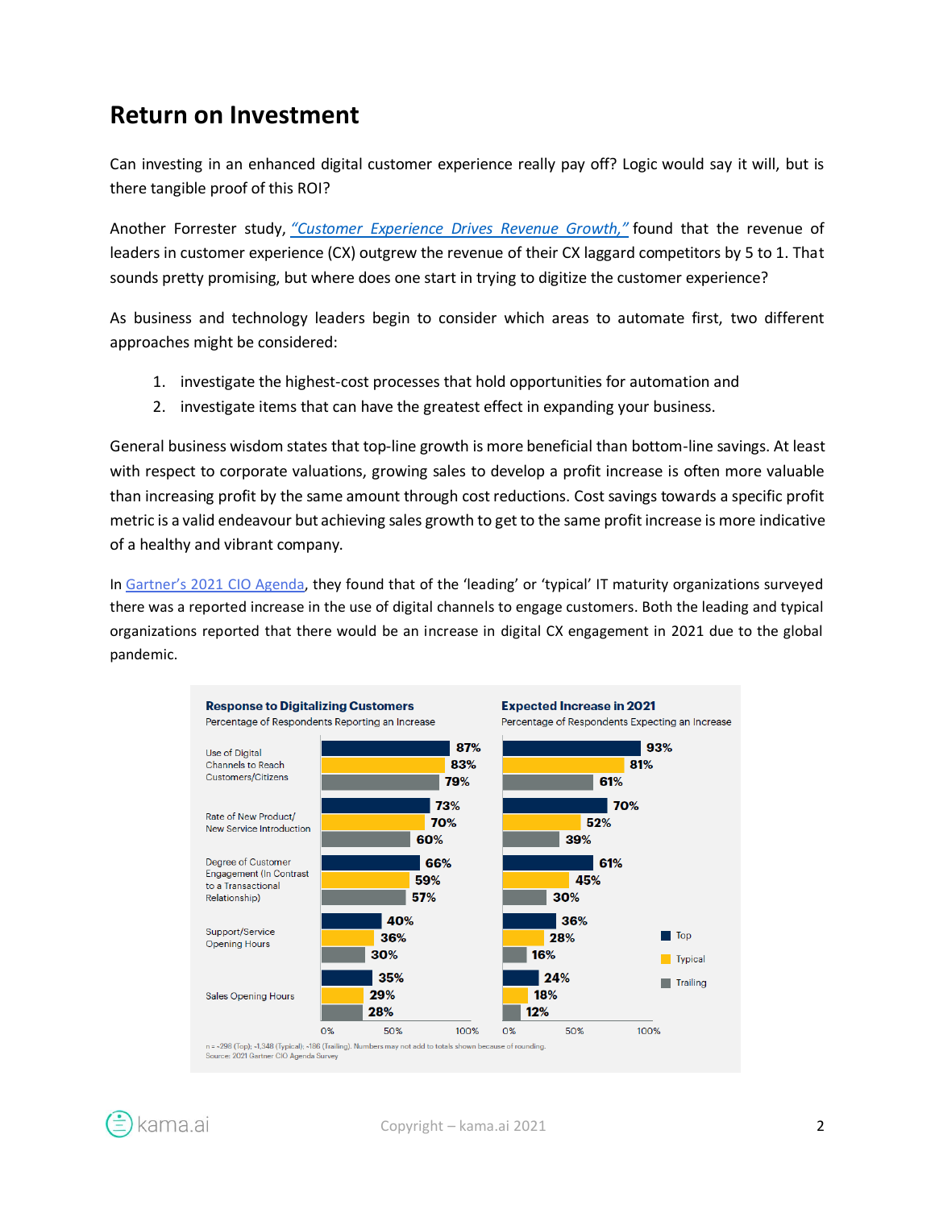## Return on Investment

Can investing in an enhanced digital customer experience really pay off? Logic would say it will, but is there tangible proof of this ROI?

Another Forrester study, *"Customer Experience Drives Revenue Growth,"* found that the revenue of leaders in customer experience (CX) outgrew the revenue of their CX laggard competitors by 5 to 1. That sounds pretty promising, but where does one start in trying to digitize the customer experience?

As business and technology leaders begin to consider which areas to automate first, two different approaches might be considered:

1. investigate the highest-cost processes that hold opportunities for automation and
2. investigate items that can have the greatest effect in expanding your business.

General business wisdom states that top-line growth is more beneficial than bottom-line savings. At least with respect to corporate valuations, growing sales to develop a profit increase is often more valuable than increasing profit by the same amount through cost reductions. Cost savings towards a specific profit metric is a valid endeavour but achieving sales growth to get to the same profit increase is more indicative of a healthy and vibrant company.

In Gartner's 2021 CIO Agenda, they found that of the 'leading' or 'typical' IT maturity organizations surveyed there was a reported increase in the use of digital channels to engage customers. Both the leading and typical organizations reported that there would be an increase in digital CX engagement in 2021 due to the global pandemic.

**Response to Digitalizing Customers**
Percentage of Respondents Reporting an Increase

| | Top | Typical | Trailing |
|---|---|---|---|
| Use of Digital Channels to Reach Customers/Citizens | 87% | 83% | 79% |
| Rate of New Product/ New Service Introduction | 73% | 70% | 60% |
| Degree of Customer Engagement (In Contrast to a Transactional Relationship) | 66% | 59% | 57% |
| Support/Service Opening Hours | 40% | 36% | 30% |
| Sales Opening Hours | 35% | 29% | 28% |

**Expected Increase in 2021**
Percentage of Respondents Expecting an Increase

| | Top | Typical | Trailing |
|---|---|---|---|
| Use of Digital Channels to Reach Customers/Citizens | 93% | 81% | 61% |
| Rate of New Product/ New Service Introduction | 70% | 52% | 39% |
| Degree of Customer Engagement (In Contrast to a Transactional Relationship) | 61% | 45% | 30% |
| Support/Service Opening Hours | 36% | 28% | 16% |
| Sales Opening Hours | 24% | 18% | 12% |

n = ~298 (Top); ~1,348 (Typical); ~186 (Trailing). Numbers may not add to totals shown because of rounding.
Source: 2021 Gartner CIO Agenda Survey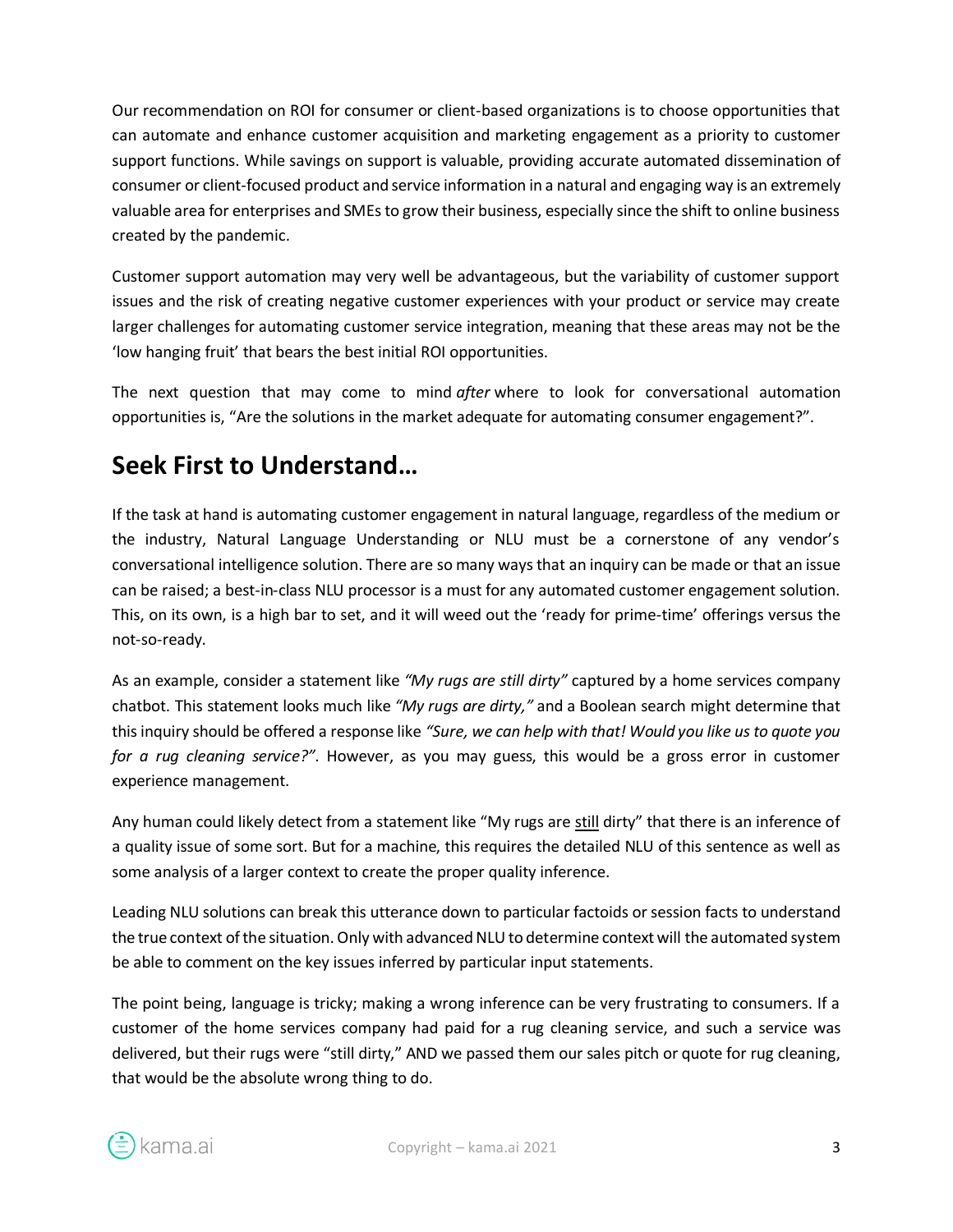Our recommendation on ROI for consumer or client-based organizations is to choose opportunities that can automate and enhance customer acquisition and marketing engagement as a priority to customer support functions. While savings on support is valuable, providing accurate automated dissemination of consumer or client-focused product and service information in a natural and engaging way is an extremely valuable area for enterprises and SMEs to grow their business, especially since the shift to online business created by the pandemic.

Customer support automation may very well be advantageous, but the variability of customer support issues and the risk of creating negative customer experiences with your product or service may create larger challenges for automating customer service integration, meaning that these areas may not be the 'low hanging fruit' that bears the best initial ROI opportunities.

The next question that may come to mind *after* where to look for conversational automation opportunities is, "Are the solutions in the market adequate for automating consumer engagement?".

## Seek First to Understand…

If the task at hand is automating customer engagement in natural language, regardless of the medium or the industry, Natural Language Understanding or NLU must be a cornerstone of any vendor's conversational intelligence solution. There are so many ways that an inquiry can be made or that an issue can be raised; a best-in-class NLU processor is a must for any automated customer engagement solution. This, on its own, is a high bar to set, and it will weed out the 'ready for prime-time' offerings versus the not-so-ready.

As an example, consider a statement like *"My rugs are still dirty"* captured by a home services company chatbot. This statement looks much like *"My rugs are dirty,"* and a Boolean search might determine that this inquiry should be offered a response like *"Sure, we can help with that! Would you like us to quote you for a rug cleaning service?"*. However, as you may guess, this would be a gross error in customer experience management.

Any human could likely detect from a statement like "My rugs are <u>still</u> dirty" that there is an inference of a quality issue of some sort. But for a machine, this requires the detailed NLU of this sentence as well as some analysis of a larger context to create the proper quality inference.

Leading NLU solutions can break this utterance down to particular factoids or session facts to understand the true context of the situation. Only with advanced NLU to determine context will the automated system be able to comment on the key issues inferred by particular input statements.

The point being, language is tricky; making a wrong inference can be very frustrating to consumers. If a customer of the home services company had paid for a rug cleaning service, and such a service was delivered, but their rugs were "still dirty," AND we passed them our sales pitch or quote for rug cleaning, that would be the absolute wrong thing to do.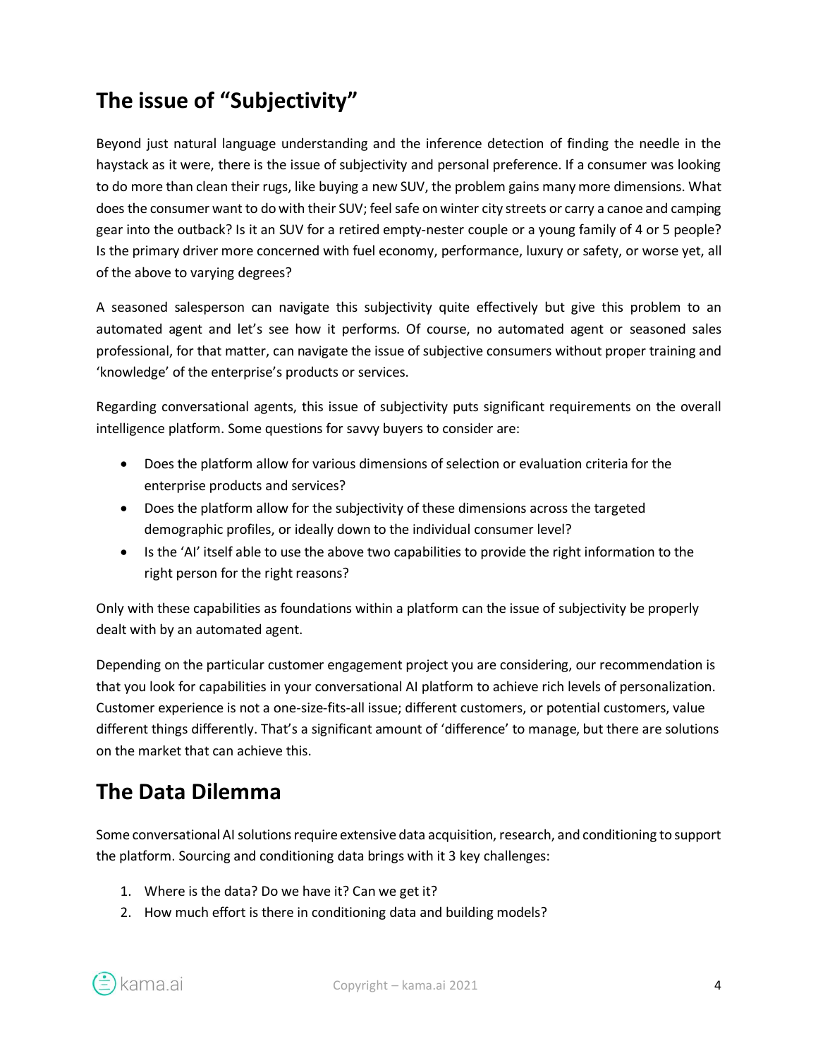## The issue of “Subjectivity”

Beyond just natural language understanding and the inference detection of finding the needle in the haystack as it were, there is the issue of subjectivity and personal preference. If a consumer was looking to do more than clean their rugs, like buying a new SUV, the problem gains many more dimensions. What does the consumer want to do with their SUV; feel safe on winter city streets or carry a canoe and camping gear into the outback? Is it an SUV for a retired empty-nester couple or a young family of 4 or 5 people? Is the primary driver more concerned with fuel economy, performance, luxury or safety, or worse yet, all of the above to varying degrees?

A seasoned salesperson can navigate this subjectivity quite effectively but give this problem to an automated agent and let’s see how it performs. Of course, no automated agent or seasoned sales professional, for that matter, can navigate the issue of subjective consumers without proper training and ‘knowledge’ of the enterprise’s products or services.

Regarding conversational agents, this issue of subjectivity puts significant requirements on the overall intelligence platform. Some questions for savvy buyers to consider are:

- Does the platform allow for various dimensions of selection or evaluation criteria for the enterprise products and services?
- Does the platform allow for the subjectivity of these dimensions across the targeted demographic profiles, or ideally down to the individual consumer level?
- Is the ‘AI’ itself able to use the above two capabilities to provide the right information to the right person for the right reasons?

Only with these capabilities as foundations within a platform can the issue of subjectivity be properly dealt with by an automated agent.

Depending on the particular customer engagement project you are considering, our recommendation is that you look for capabilities in your conversational AI platform to achieve rich levels of personalization. Customer experience is not a one-size-fits-all issue; different customers, or potential customers, value different things differently. That’s a significant amount of ‘difference’ to manage, but there are solutions on the market that can achieve this.

## The Data Dilemma

Some conversational AI solutions require extensive data acquisition, research, and conditioning to support the platform. Sourcing and conditioning data brings with it 3 key challenges:

1. Where is the data? Do we have it? Can we get it?
2. How much effort is there in conditioning data and building models?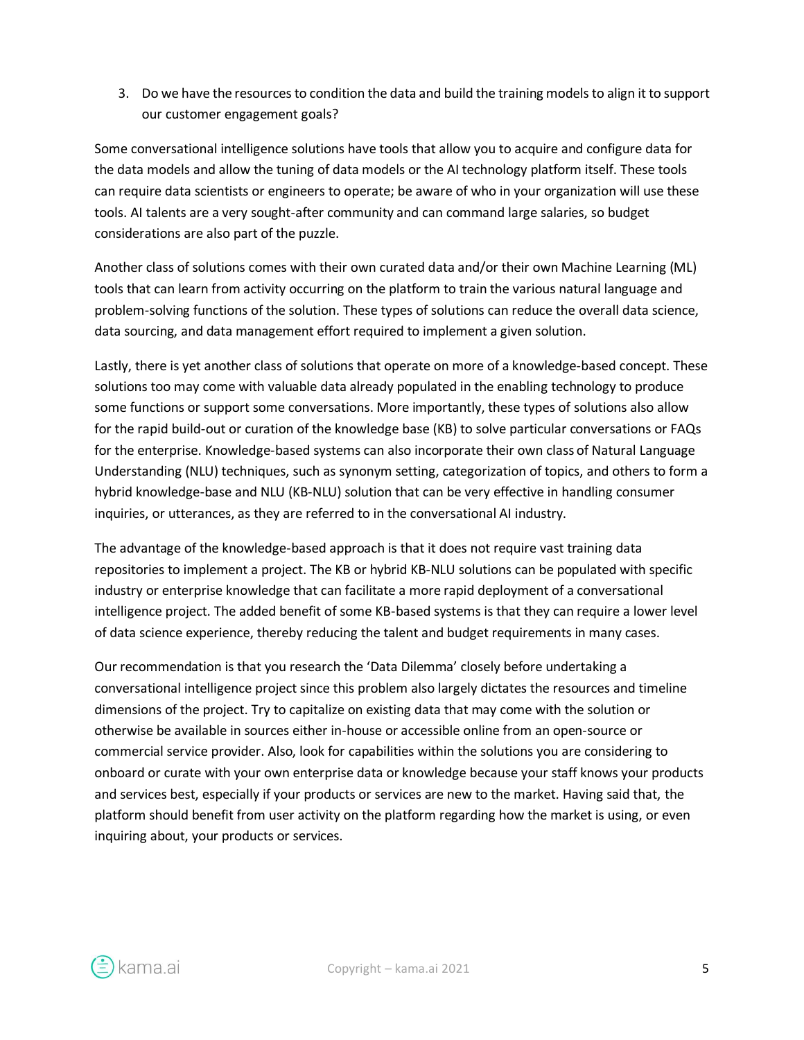3. Do we have the resources to condition the data and build the training models to align it to support our customer engagement goals?

Some conversational intelligence solutions have tools that allow you to acquire and configure data for the data models and allow the tuning of data models or the AI technology platform itself. These tools can require data scientists or engineers to operate; be aware of who in your organization will use these tools. AI talents are a very sought-after community and can command large salaries, so budget considerations are also part of the puzzle.

Another class of solutions comes with their own curated data and/or their own Machine Learning (ML) tools that can learn from activity occurring on the platform to train the various natural language and problem-solving functions of the solution. These types of solutions can reduce the overall data science, data sourcing, and data management effort required to implement a given solution.

Lastly, there is yet another class of solutions that operate on more of a knowledge-based concept. These solutions too may come with valuable data already populated in the enabling technology to produce some functions or support some conversations. More importantly, these types of solutions also allow for the rapid build-out or curation of the knowledge base (KB) to solve particular conversations or FAQs for the enterprise. Knowledge-based systems can also incorporate their own class of Natural Language Understanding (NLU) techniques, such as synonym setting, categorization of topics, and others to form a hybrid knowledge-base and NLU (KB-NLU) solution that can be very effective in handling consumer inquiries, or utterances, as they are referred to in the conversational AI industry.

The advantage of the knowledge-based approach is that it does not require vast training data repositories to implement a project. The KB or hybrid KB-NLU solutions can be populated with specific industry or enterprise knowledge that can facilitate a more rapid deployment of a conversational intelligence project. The added benefit of some KB-based systems is that they can require a lower level of data science experience, thereby reducing the talent and budget requirements in many cases.

Our recommendation is that you research the 'Data Dilemma' closely before undertaking a conversational intelligence project since this problem also largely dictates the resources and timeline dimensions of the project. Try to capitalize on existing data that may come with the solution or otherwise be available in sources either in-house or accessible online from an open-source or commercial service provider. Also, look for capabilities within the solutions you are considering to onboard or curate with your own enterprise data or knowledge because your staff knows your products and services best, especially if your products or services are new to the market. Having said that, the platform should benefit from user activity on the platform regarding how the market is using, or even inquiring about, your products or services.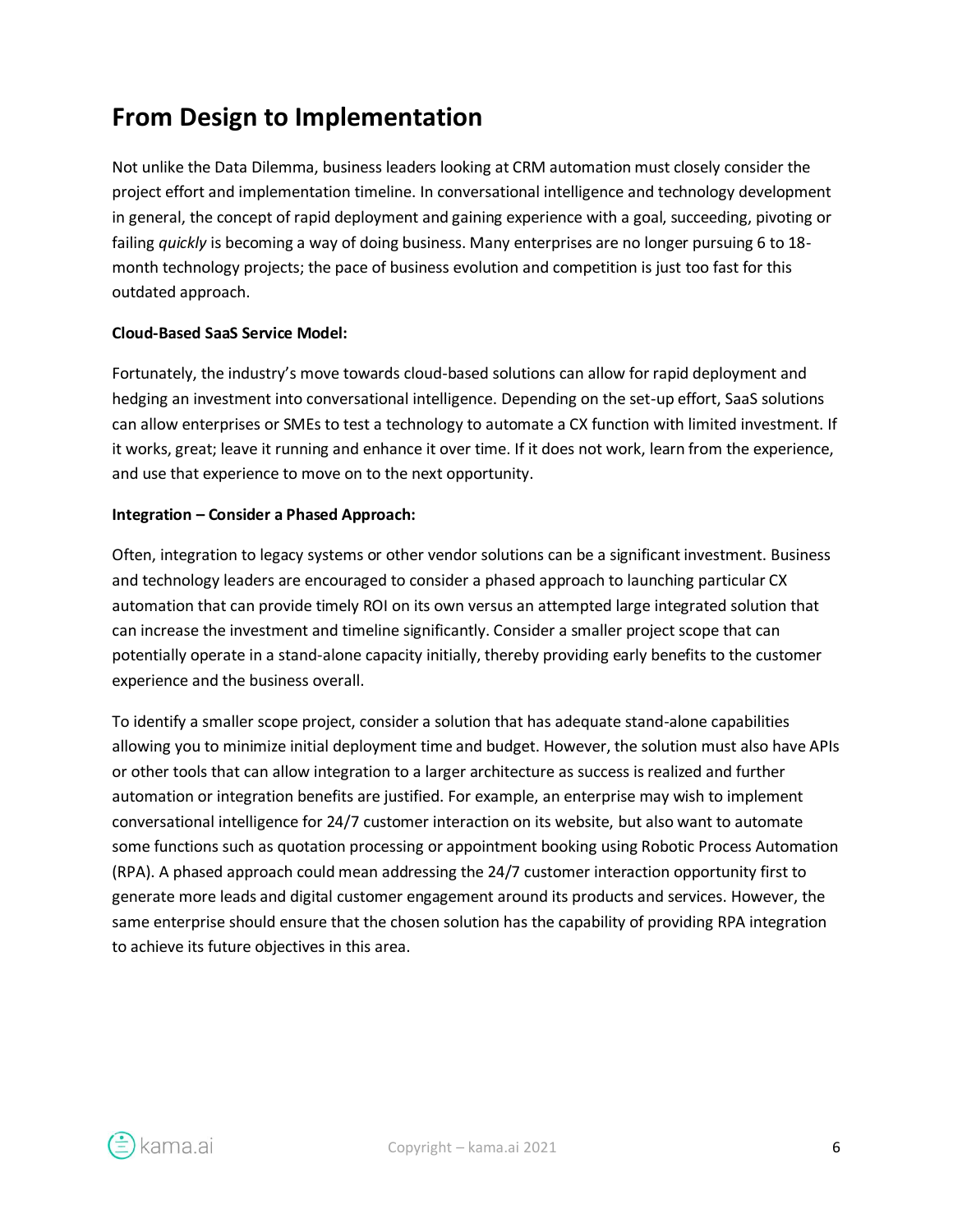## From Design to Implementation

Not unlike the Data Dilemma, business leaders looking at CRM automation must closely consider the project effort and implementation timeline. In conversational intelligence and technology development in general, the concept of rapid deployment and gaining experience with a goal, succeeding, pivoting or failing *quickly* is becoming a way of doing business. Many enterprises are no longer pursuing 6 to 18-month technology projects; the pace of business evolution and competition is just too fast for this outdated approach.

**Cloud-Based SaaS Service Model:**

Fortunately, the industry's move towards cloud-based solutions can allow for rapid deployment and hedging an investment into conversational intelligence. Depending on the set-up effort, SaaS solutions can allow enterprises or SMEs to test a technology to automate a CX function with limited investment. If it works, great; leave it running and enhance it over time. If it does not work, learn from the experience, and use that experience to move on to the next opportunity.

**Integration – Consider a Phased Approach:**

Often, integration to legacy systems or other vendor solutions can be a significant investment. Business and technology leaders are encouraged to consider a phased approach to launching particular CX automation that can provide timely ROI on its own versus an attempted large integrated solution that can increase the investment and timeline significantly. Consider a smaller project scope that can potentially operate in a stand-alone capacity initially, thereby providing early benefits to the customer experience and the business overall.

To identify a smaller scope project, consider a solution that has adequate stand-alone capabilities allowing you to minimize initial deployment time and budget. However, the solution must also have APIs or other tools that can allow integration to a larger architecture as success is realized and further automation or integration benefits are justified. For example, an enterprise may wish to implement conversational intelligence for 24/7 customer interaction on its website, but also want to automate some functions such as quotation processing or appointment booking using Robotic Process Automation (RPA). A phased approach could mean addressing the 24/7 customer interaction opportunity first to generate more leads and digital customer engagement around its products and services. However, the same enterprise should ensure that the chosen solution has the capability of providing RPA integration to achieve its future objectives in this area.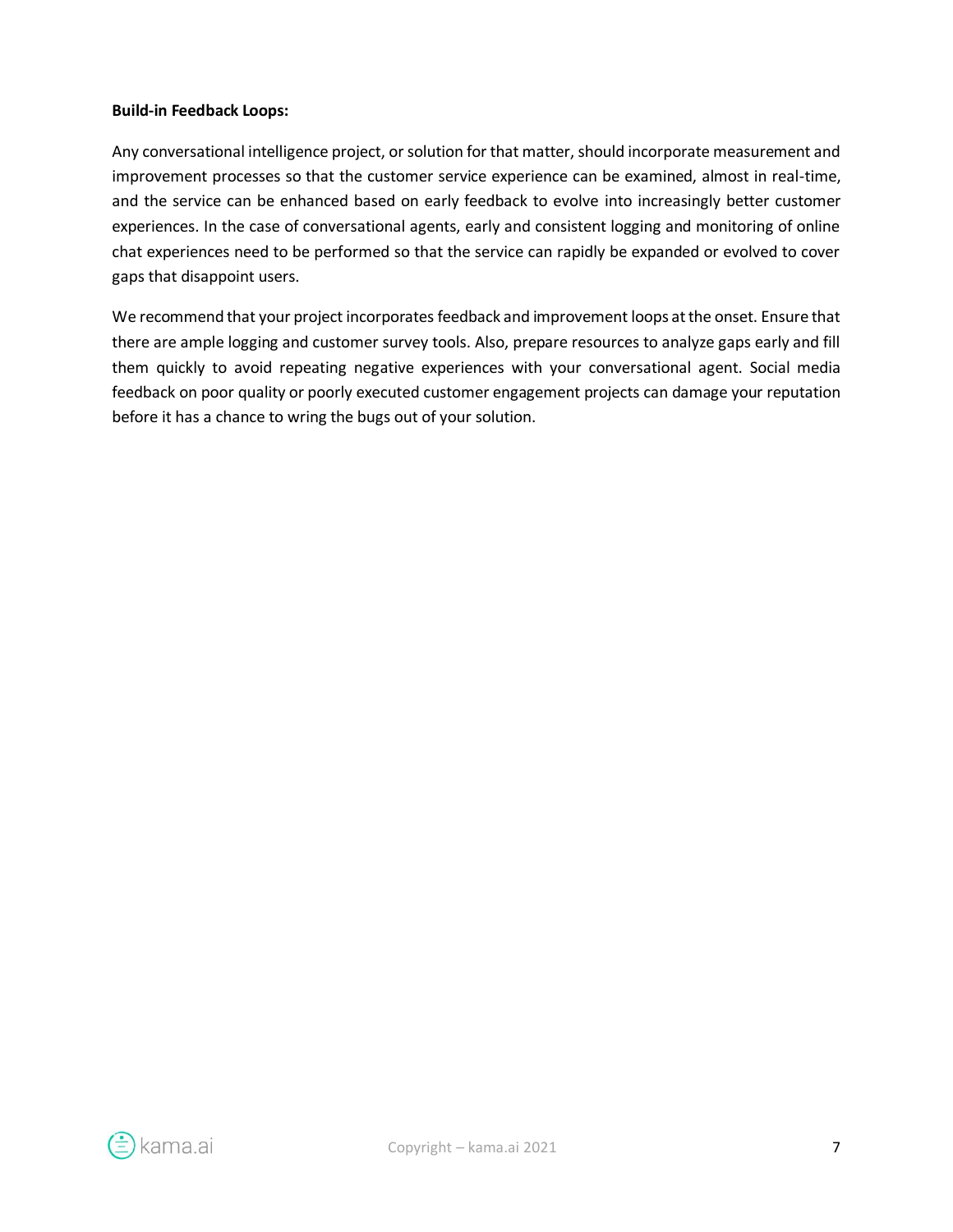**Build-in Feedback Loops:**

Any conversational intelligence project, or solution for that matter, should incorporate measurement and improvement processes so that the customer service experience can be examined, almost in real-time, and the service can be enhanced based on early feedback to evolve into increasingly better customer experiences. In the case of conversational agents, early and consistent logging and monitoring of online chat experiences need to be performed so that the service can rapidly be expanded or evolved to cover gaps that disappoint users.

We recommend that your project incorporates feedback and improvement loops at the onset. Ensure that there are ample logging and customer survey tools. Also, prepare resources to analyze gaps early and fill them quickly to avoid repeating negative experiences with your conversational agent. Social media feedback on poor quality or poorly executed customer engagement projects can damage your reputation before it has a chance to wring the bugs out of your solution.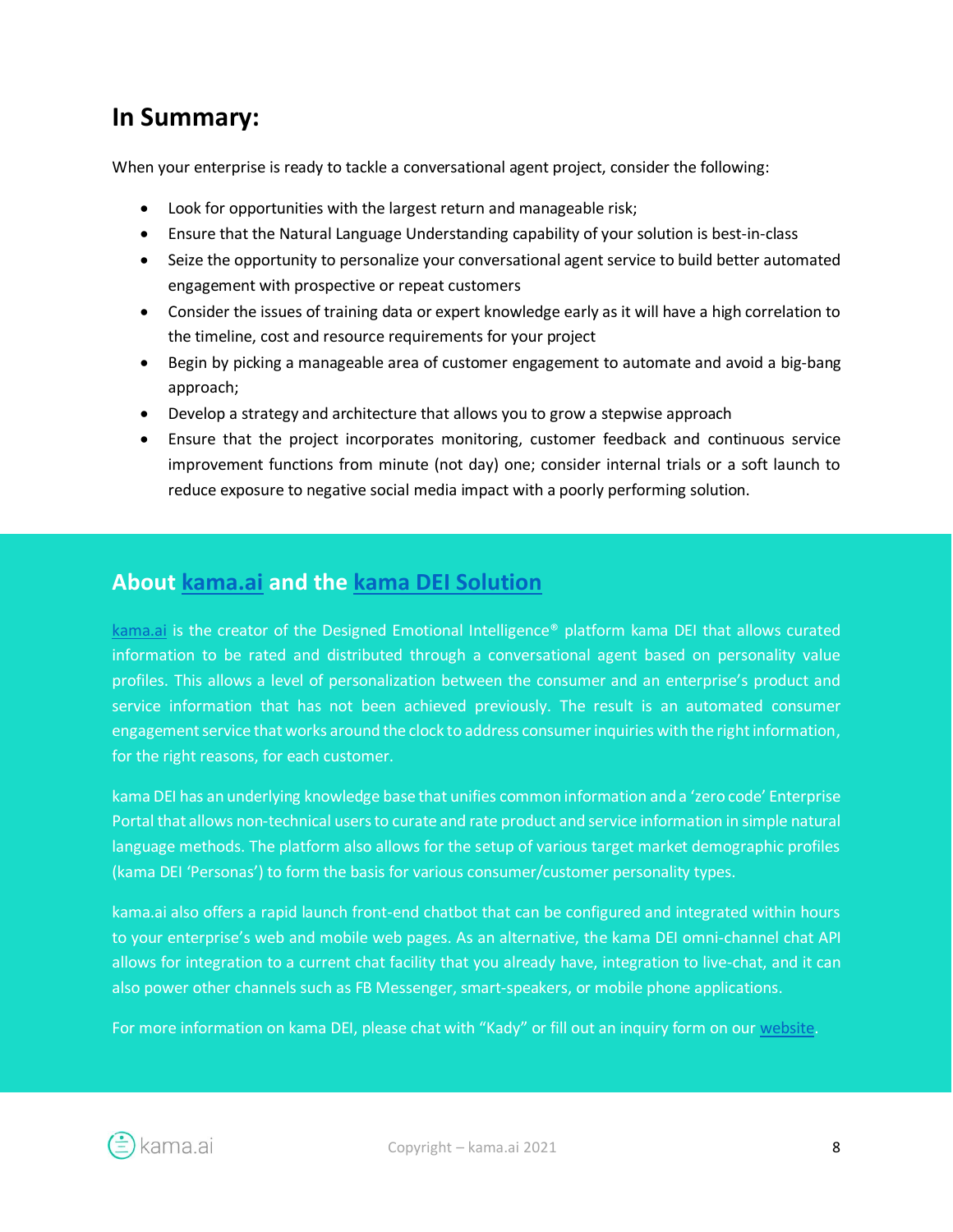## In Summary:

When your enterprise is ready to tackle a conversational agent project, consider the following:

- Look for opportunities with the largest return and manageable risk;
- Ensure that the Natural Language Understanding capability of your solution is best-in-class
- Seize the opportunity to personalize your conversational agent service to build better automated engagement with prospective or repeat customers
- Consider the issues of training data or expert knowledge early as it will have a high correlation to the timeline, cost and resource requirements for your project
- Begin by picking a manageable area of customer engagement to automate and avoid a big-bang approach;
- Develop a strategy and architecture that allows you to grow a stepwise approach
- Ensure that the project incorporates monitoring, customer feedback and continuous service improvement functions from minute (not day) one; consider internal trials or a soft launch to reduce exposure to negative social media impact with a poorly performing solution.

## About kama.ai and the kama DEI Solution

kama.ai is the creator of the Designed Emotional Intelligence® platform kama DEI that allows curated information to be rated and distributed through a conversational agent based on personality value profiles. This allows a level of personalization between the consumer and an enterprise's product and service information that has not been achieved previously. The result is an automated consumer engagement service that works around the clock to address consumer inquiries with the right information, for the right reasons, for each customer.

kama DEI has an underlying knowledge base that unifies common information and a 'zero code' Enterprise Portal that allows non-technical users to curate and rate product and service information in simple natural language methods. The platform also allows for the setup of various target market demographic profiles (kama DEI 'Personas') to form the basis for various consumer/customer personality types.

kama.ai also offers a rapid launch front-end chatbot that can be configured and integrated within hours to your enterprise's web and mobile web pages. As an alternative, the kama DEI omni-channel chat API allows for integration to a current chat facility that you already have, integration to live-chat, and it can also power other channels such as FB Messenger, smart-speakers, or mobile phone applications.

For more information on kama DEI, please chat with "Kady" or fill out an inquiry form on our website.

Copyright – kama.ai 2021